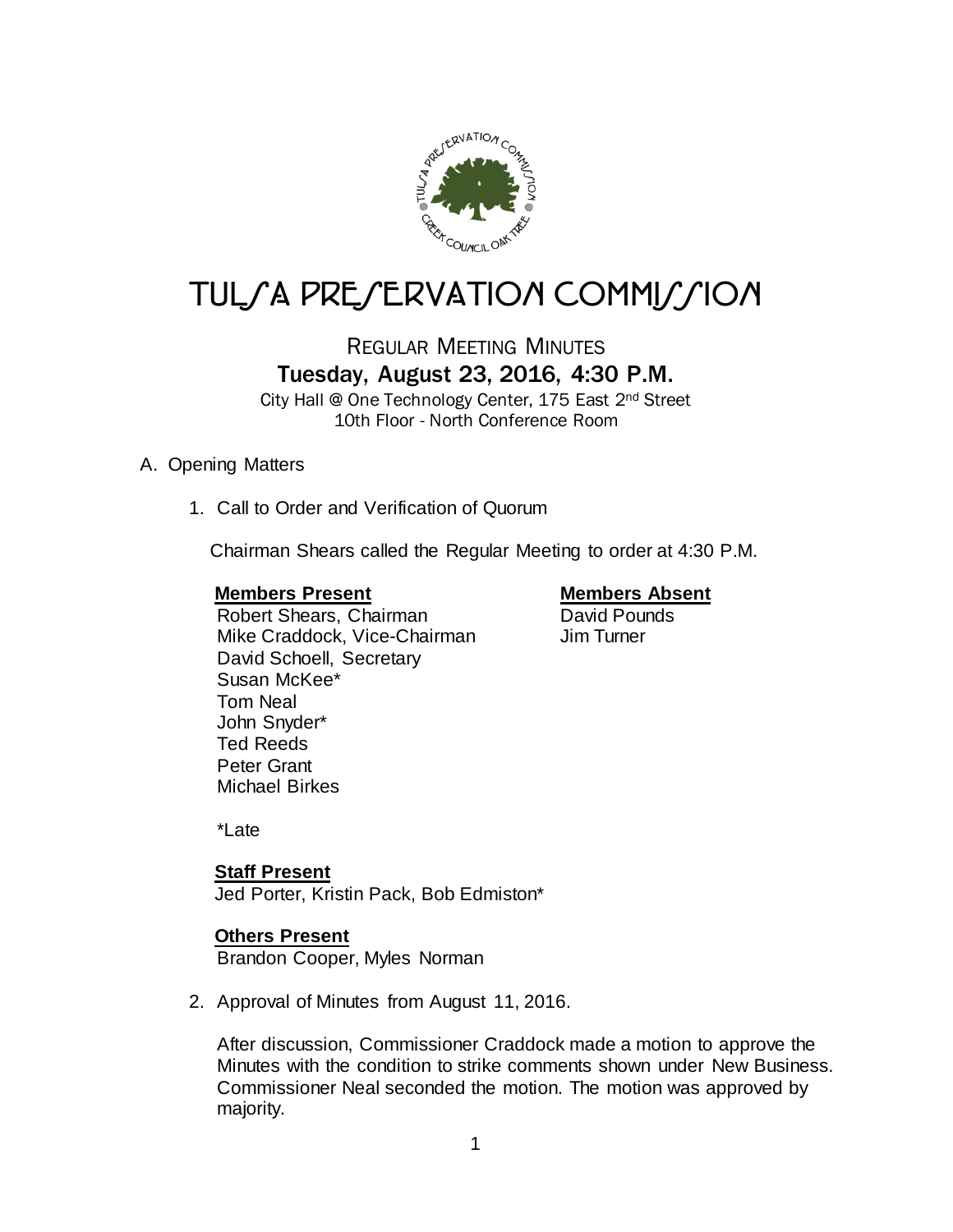# TULSA PRESERVATION COMMISSION

## REGULAR MEETING MINUTES

### Tuesday, August 23, 2016, 4:30 P.M.

City Hall @ One Technology Center, 175 East 2nd Street
10th Floor - North Conference Room

A. Opening Matters

1. Call to Order and Verification of Quorum

   Chairman Shears called the Regular Meeting to order at 4:30 P.M.

   **Members Present**
   Robert Shears, Chairman
   Mike Craddock, Vice-Chairman
   David Schoell, Secretary
   Susan McKee*
   Tom Neal
   John Snyder*
   Ted Reeds
   Peter Grant
   Michael Birkes

   **Members Absent**
   David Pounds
   Jim Turner

   *Late

   **Staff Present**
   Jed Porter, Kristin Pack, Bob Edmiston*

   **Others Present**
   Brandon Cooper, Myles Norman

2. Approval of Minutes from August 11, 2016.

   After discussion, Commissioner Craddock made a motion to approve the Minutes with the condition to strike comments shown under New Business. Commissioner Neal seconded the motion. The motion was approved by majority.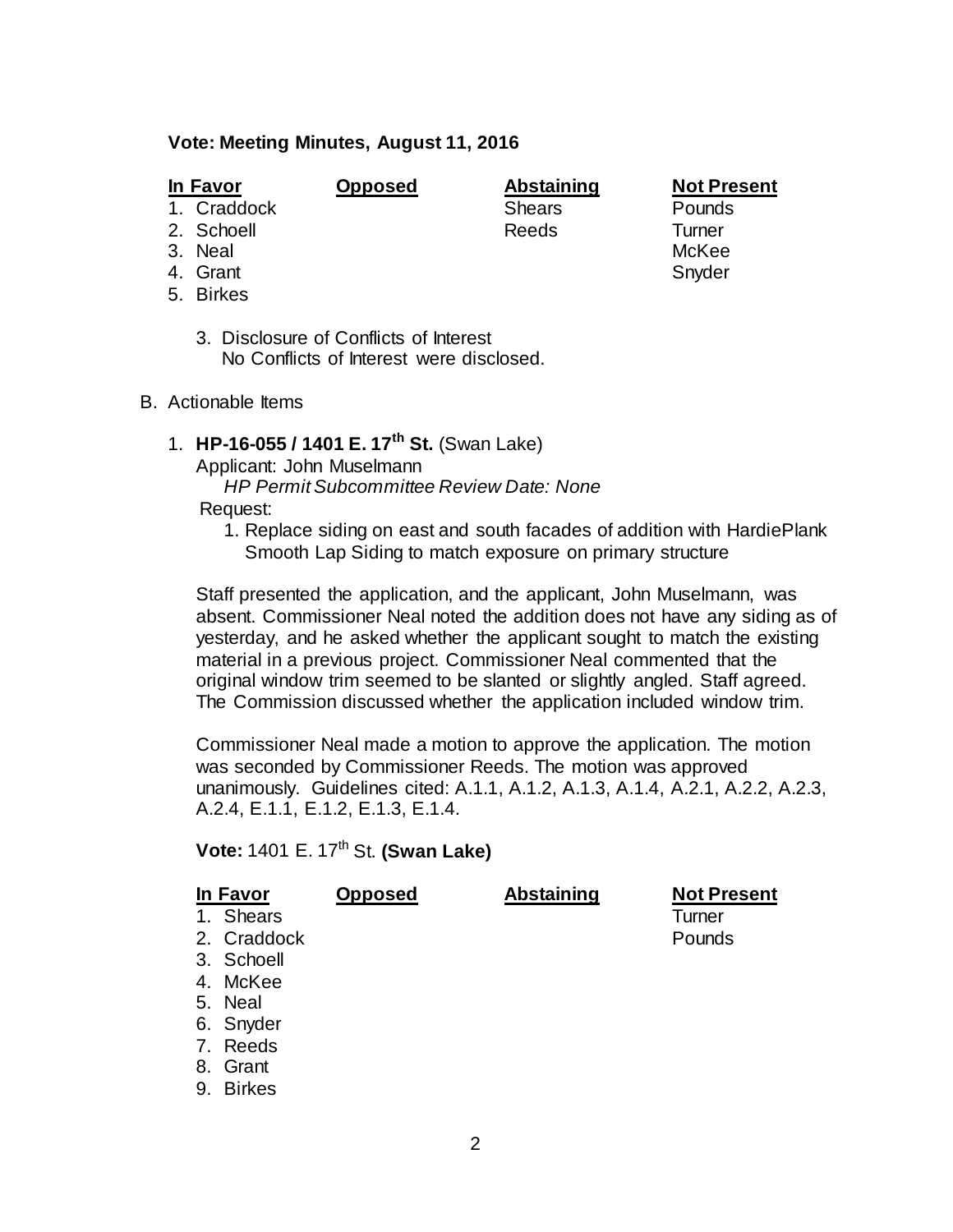**Vote: Meeting Minutes, August 11, 2016**

| In Favor | Opposed | Abstaining | Not Present |
|---|---|---|---|
| 1. Craddock | | Shears | Pounds |
| 2. Schoell | | Reeds | Turner |
| 3. Neal | | | McKee |
| 4. Grant | | | Snyder |
| 5. Birkes | | | |

3. Disclosure of Conflicts of Interest
   No Conflicts of Interest were disclosed.

B. Actionable Items

1. **HP-16-055 / 1401 E. 17th St.** (Swan Lake)
   Applicant: John Muselmann
   *HP Permit Subcommittee Review Date: None*
   Request:
   1. Replace siding on east and south facades of addition with HardiePlank Smooth Lap Siding to match exposure on primary structure

   Staff presented the application, and the applicant, John Muselmann, was absent. Commissioner Neal noted the addition does not have any siding as of yesterday, and he asked whether the applicant sought to match the existing material in a previous project. Commissioner Neal commented that the original window trim seemed to be slanted or slightly angled. Staff agreed. The Commission discussed whether the application included window trim.

   Commissioner Neal made a motion to approve the application. The motion was seconded by Commissioner Reeds. The motion was approved unanimously. Guidelines cited: A.1.1, A.1.2, A.1.3, A.1.4, A.2.1, A.2.2, A.2.3, A.2.4, E.1.1, E.1.2, E.1.3, E.1.4.

   **Vote:** 1401 E. 17th St. **(Swan Lake)**

| In Favor | Opposed | Abstaining | Not Present |
|---|---|---|---|
| 1. Shears | | | Turner |
| 2. Craddock | | | Pounds |
| 3. Schoell | | | |
| 4. McKee | | | |
| 5. Neal | | | |
| 6. Snyder | | | |
| 7. Reeds | | | |
| 8. Grant | | | |
| 9. Birkes | | | |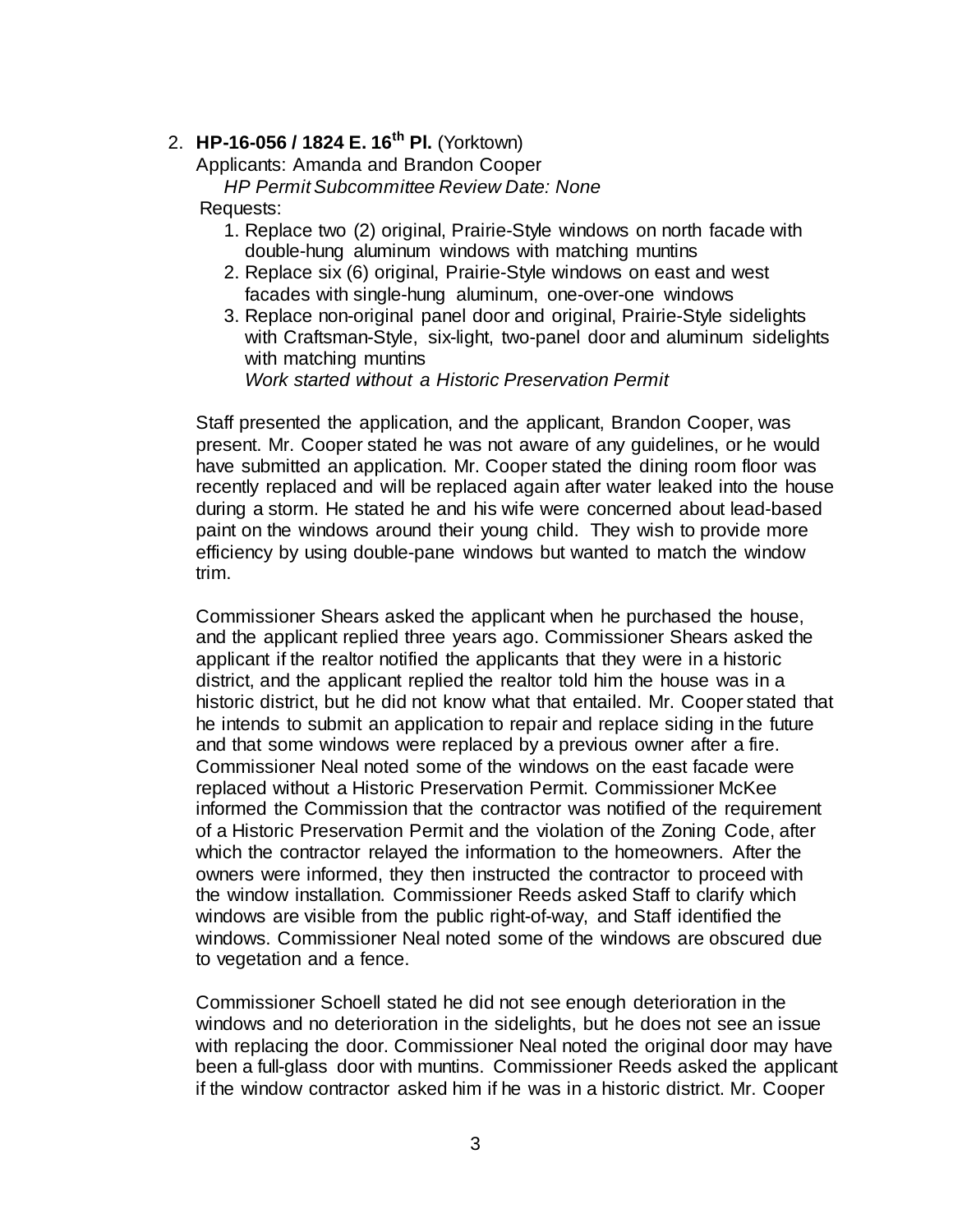2. **HP-16-056 / 1824 E. 16th Pl.** (Yorktown)

   Applicants: Amanda and Brandon Cooper

   *HP Permit Subcommittee Review Date: None*

   Requests:

   1. Replace two (2) original, Prairie-Style windows on north facade with double-hung aluminum windows with matching muntins
   2. Replace six (6) original, Prairie-Style windows on east and west facades with single-hung aluminum, one-over-one windows
   3. Replace non-original panel door and original, Prairie-Style sidelights with Craftsman-Style, six-light, two-panel door and aluminum sidelights with matching muntins

      *Work started without a Historic Preservation Permit*

   Staff presented the application, and the applicant, Brandon Cooper, was present. Mr. Cooper stated he was not aware of any guidelines, or he would have submitted an application. Mr. Cooper stated the dining room floor was recently replaced and will be replaced again after water leaked into the house during a storm. He stated he and his wife were concerned about lead-based paint on the windows around their young child. They wish to provide more efficiency by using double-pane windows but wanted to match the window trim.

   Commissioner Shears asked the applicant when he purchased the house, and the applicant replied three years ago. Commissioner Shears asked the applicant if the realtor notified the applicants that they were in a historic district, and the applicant replied the realtor told him the house was in a historic district, but he did not know what that entailed. Mr. Cooper stated that he intends to submit an application to repair and replace siding in the future and that some windows were replaced by a previous owner after a fire. Commissioner Neal noted some of the windows on the east facade were replaced without a Historic Preservation Permit. Commissioner McKee informed the Commission that the contractor was notified of the requirement of a Historic Preservation Permit and the violation of the Zoning Code, after which the contractor relayed the information to the homeowners. After the owners were informed, they then instructed the contractor to proceed with the window installation. Commissioner Reeds asked Staff to clarify which windows are visible from the public right-of-way, and Staff identified the windows. Commissioner Neal noted some of the windows are obscured due to vegetation and a fence.

   Commissioner Schoell stated he did not see enough deterioration in the windows and no deterioration in the sidelights, but he does not see an issue with replacing the door. Commissioner Neal noted the original door may have been a full-glass door with muntins. Commissioner Reeds asked the applicant if the window contractor asked him if he was in a historic district. Mr. Cooper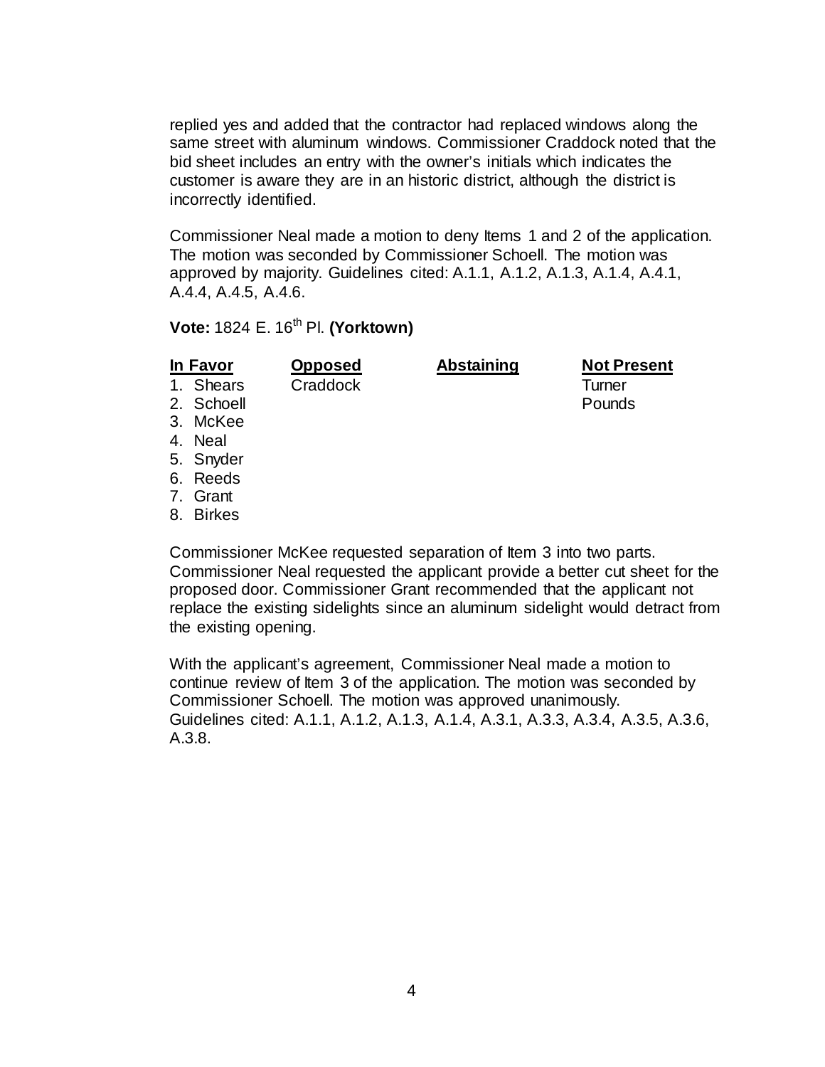replied yes and added that the contractor had replaced windows along the same street with aluminum windows. Commissioner Craddock noted that the bid sheet includes an entry with the owner's initials which indicates the customer is aware they are in an historic district, although the district is incorrectly identified.

Commissioner Neal made a motion to deny Items 1 and 2 of the application. The motion was seconded by Commissioner Schoell. The motion was approved by majority. Guidelines cited: A.1.1, A.1.2, A.1.3, A.1.4, A.4.1, A.4.4, A.4.5, A.4.6.

**Vote:** 1824 E. 16th Pl. **(Yorktown)**

| In Favor | Opposed | Abstaining | Not Present |
|---|---|---|---|
| 1. Shears | Craddock | | Turner |
| 2. Schoell | | | Pounds |
| 3. McKee | | | |
| 4. Neal | | | |
| 5. Snyder | | | |
| 6. Reeds | | | |
| 7. Grant | | | |
| 8. Birkes | | | |

Commissioner McKee requested separation of Item 3 into two parts. Commissioner Neal requested the applicant provide a better cut sheet for the proposed door. Commissioner Grant recommended that the applicant not replace the existing sidelights since an aluminum sidelight would detract from the existing opening.

With the applicant's agreement, Commissioner Neal made a motion to continue review of Item 3 of the application. The motion was seconded by Commissioner Schoell. The motion was approved unanimously. Guidelines cited: A.1.1, A.1.2, A.1.3, A.1.4, A.3.1, A.3.3, A.3.4, A.3.5, A.3.6, A.3.8.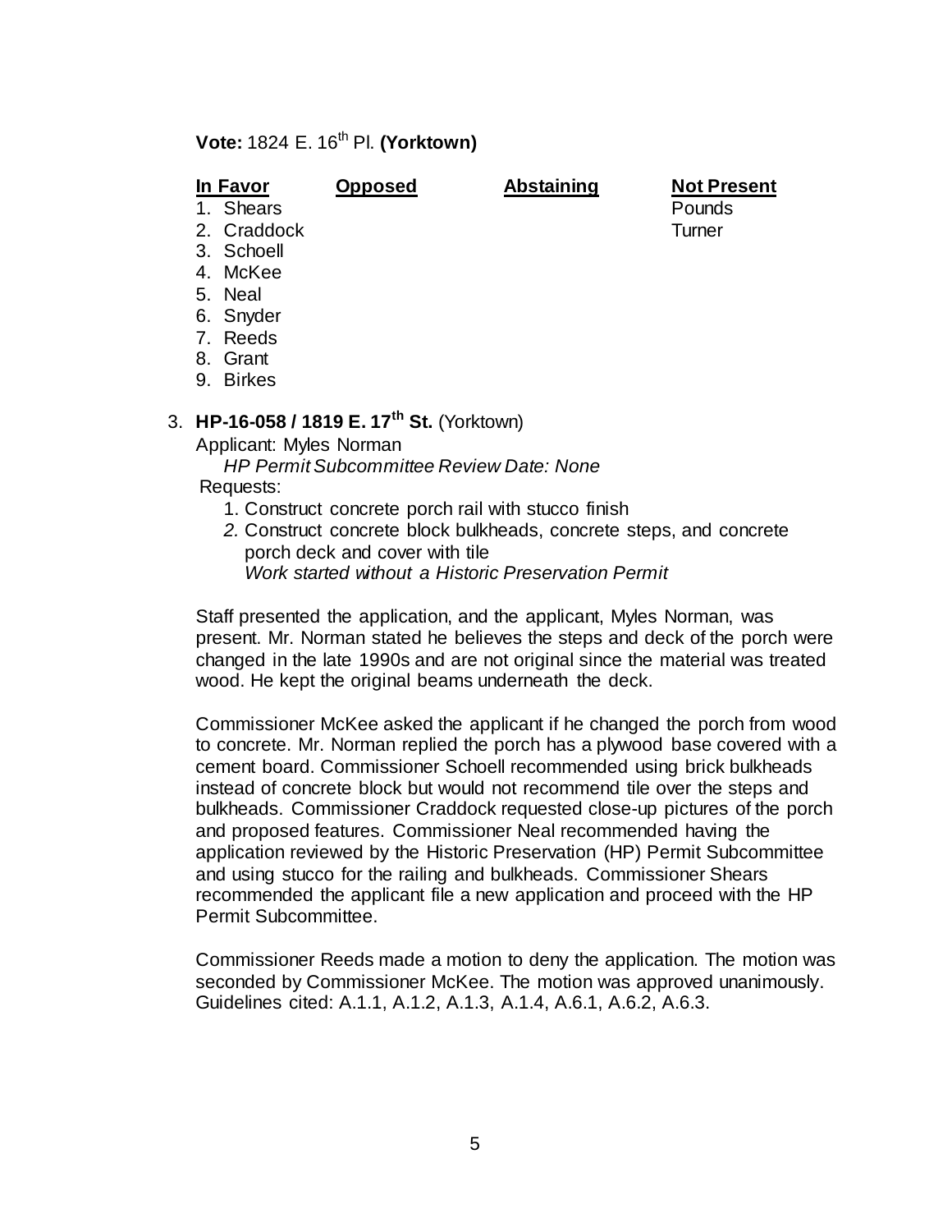**Vote:** 1824 E. 16th Pl. **(Yorktown)**

| In Favor | Opposed | Abstaining | Not Present |
|---|---|---|---|
| 1. Shears | | | Pounds |
| 2. Craddock | | | Turner |
| 3. Schoell | | | |
| 4. McKee | | | |
| 5. Neal | | | |
| 6. Snyder | | | |
| 7. Reeds | | | |
| 8. Grant | | | |
| 9. Birkes | | | |

3. **HP-16-058 / 1819 E. 17th St.** (Yorktown)

   Applicant: Myles Norman

   *HP Permit Subcommittee Review Date: None*

   Requests:

   1. Construct concrete porch rail with stucco finish
   2. Construct concrete block bulkheads, concrete steps, and concrete porch deck and cover with tile
      *Work started without a Historic Preservation Permit*

   Staff presented the application, and the applicant, Myles Norman, was present. Mr. Norman stated he believes the steps and deck of the porch were changed in the late 1990s and are not original since the material was treated wood. He kept the original beams underneath the deck.

   Commissioner McKee asked the applicant if he changed the porch from wood to concrete. Mr. Norman replied the porch has a plywood base covered with a cement board. Commissioner Schoell recommended using brick bulkheads instead of concrete block but would not recommend tile over the steps and bulkheads. Commissioner Craddock requested close-up pictures of the porch and proposed features. Commissioner Neal recommended having the application reviewed by the Historic Preservation (HP) Permit Subcommittee and using stucco for the railing and bulkheads. Commissioner Shears recommended the applicant file a new application and proceed with the HP Permit Subcommittee.

   Commissioner Reeds made a motion to deny the application. The motion was seconded by Commissioner McKee. The motion was approved unanimously. Guidelines cited: A.1.1, A.1.2, A.1.3, A.1.4, A.6.1, A.6.2, A.6.3.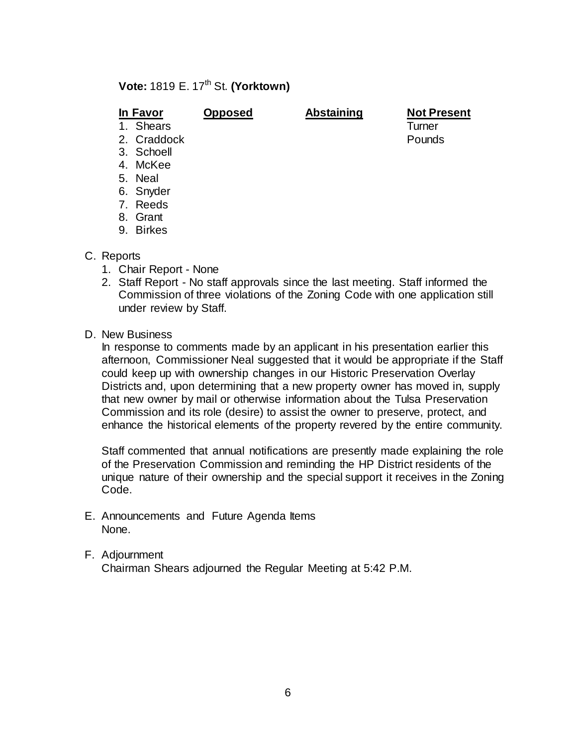**Vote:** 1819 E. 17th St. **(Yorktown)**

| In Favor | Opposed | Abstaining | Not Present |
|---|---|---|---|
| 1. Shears | | | Turner |
| 2. Craddock | | | Pounds |
| 3. Schoell | | | |
| 4. McKee | | | |
| 5. Neal | | | |
| 6. Snyder | | | |
| 7. Reeds | | | |
| 8. Grant | | | |
| 9. Birkes | | | |

C. Reports
   1. Chair Report - None
   2. Staff Report - No staff approvals since the last meeting. Staff informed the Commission of three violations of the Zoning Code with one application still under review by Staff.

D. New Business

   In response to comments made by an applicant in his presentation earlier this afternoon, Commissioner Neal suggested that it would be appropriate if the Staff could keep up with ownership changes in our Historic Preservation Overlay Districts and, upon determining that a new property owner has moved in, supply that new owner by mail or otherwise information about the Tulsa Preservation Commission and its role (desire) to assist the owner to preserve, protect, and enhance the historical elements of the property revered by the entire community.

   Staff commented that annual notifications are presently made explaining the role of the Preservation Commission and reminding the HP District residents of the unique nature of their ownership and the special support it receives in the Zoning Code.

E. Announcements and Future Agenda Items

   None.

F. Adjournment

   Chairman Shears adjourned the Regular Meeting at 5:42 P.M.